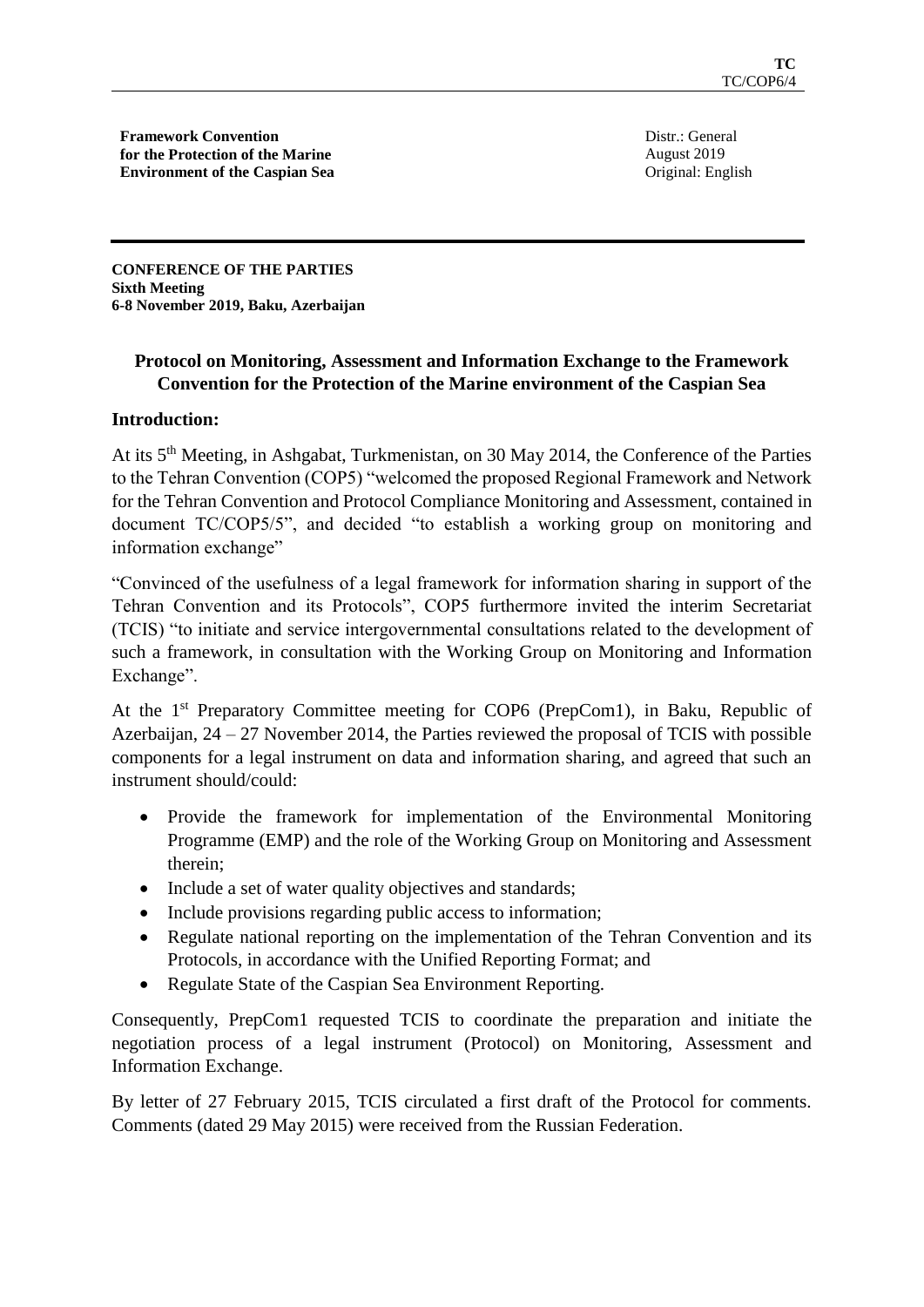**Framework Convention for the Protection of the Marine Environment of the Caspian Sea**

Distr.: General
August 2019
Original: English

**CONFERENCE OF THE PARTIES**
**Sixth Meeting**
**6-8 November 2019, Baku, Azerbaijan**

## Protocol on Monitoring, Assessment and Information Exchange to the Framework Convention for the Protection of the Marine environment of the Caspian Sea

### Introduction:

At its 5th Meeting, in Ashgabat, Turkmenistan, on 30 May 2014, the Conference of the Parties to the Tehran Convention (COP5) "welcomed the proposed Regional Framework and Network for the Tehran Convention and Protocol Compliance Monitoring and Assessment, contained in document TC/COP5/5", and decided "to establish a working group on monitoring and information exchange"

"Convinced of the usefulness of a legal framework for information sharing in support of the Tehran Convention and its Protocols", COP5 furthermore invited the interim Secretariat (TCIS) "to initiate and service intergovernmental consultations related to the development of such a framework, in consultation with the Working Group on Monitoring and Information Exchange".

At the 1st Preparatory Committee meeting for COP6 (PrepCom1), in Baku, Republic of Azerbaijan, 24 – 27 November 2014, the Parties reviewed the proposal of TCIS with possible components for a legal instrument on data and information sharing, and agreed that such an instrument should/could:

- Provide the framework for implementation of the Environmental Monitoring Programme (EMP) and the role of the Working Group on Monitoring and Assessment therein;
- Include a set of water quality objectives and standards;
- Include provisions regarding public access to information;
- Regulate national reporting on the implementation of the Tehran Convention and its Protocols, in accordance with the Unified Reporting Format; and
- Regulate State of the Caspian Sea Environment Reporting.

Consequently, PrepCom1 requested TCIS to coordinate the preparation and initiate the negotiation process of a legal instrument (Protocol) on Monitoring, Assessment and Information Exchange.

By letter of 27 February 2015, TCIS circulated a first draft of the Protocol for comments. Comments (dated 29 May 2015) were received from the Russian Federation.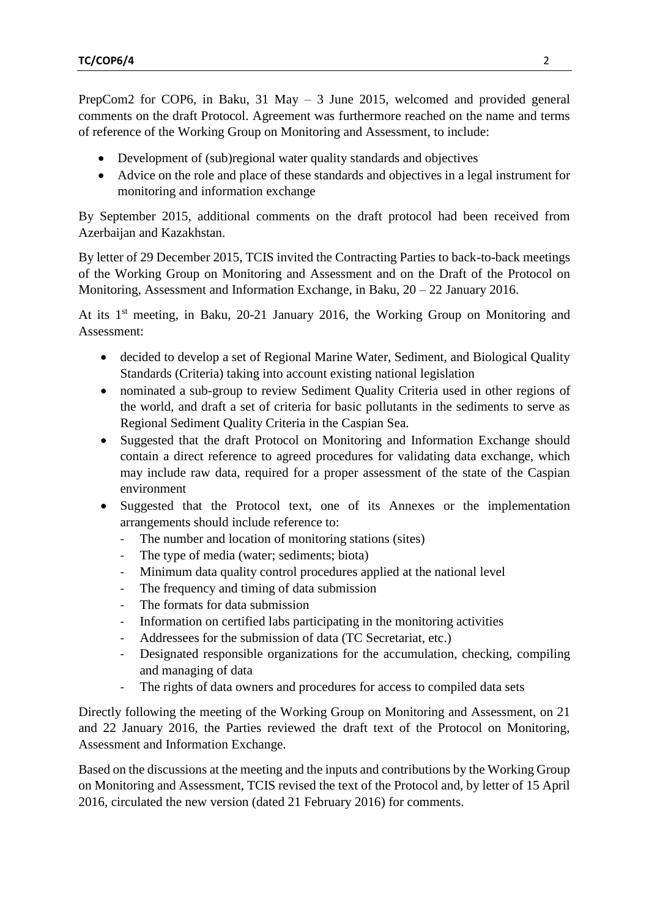PrepCom2 for COP6, in Baku, 31 May – 3 June 2015, welcomed and provided general comments on the draft Protocol. Agreement was furthermore reached on the name and terms of reference of the Working Group on Monitoring and Assessment, to include:

- Development of (sub)regional water quality standards and objectives
- Advice on the role and place of these standards and objectives in a legal instrument for monitoring and information exchange

By September 2015, additional comments on the draft protocol had been received from Azerbaijan and Kazakhstan.

By letter of 29 December 2015, TCIS invited the Contracting Parties to back-to-back meetings of the Working Group on Monitoring and Assessment and on the Draft of the Protocol on Monitoring, Assessment and Information Exchange, in Baku, 20 – 22 January 2016.

At its 1st meeting, in Baku, 20-21 January 2016, the Working Group on Monitoring and Assessment:

- decided to develop a set of Regional Marine Water, Sediment, and Biological Quality Standards (Criteria) taking into account existing national legislation
- nominated a sub-group to review Sediment Quality Criteria used in other regions of the world, and draft a set of criteria for basic pollutants in the sediments to serve as Regional Sediment Quality Criteria in the Caspian Sea.
- Suggested that the draft Protocol on Monitoring and Information Exchange should contain a direct reference to agreed procedures for validating data exchange, which may include raw data, required for a proper assessment of the state of the Caspian environment
- Suggested that the Protocol text, one of its Annexes or the implementation arrangements should include reference to:
  - The number and location of monitoring stations (sites)
  - The type of media (water; sediments; biota)
  - Minimum data quality control procedures applied at the national level
  - The frequency and timing of data submission
  - The formats for data submission
  - Information on certified labs participating in the monitoring activities
  - Addressees for the submission of data (TC Secretariat, etc.)
  - Designated responsible organizations for the accumulation, checking, compiling and managing of data
  - The rights of data owners and procedures for access to compiled data sets

Directly following the meeting of the Working Group on Monitoring and Assessment, on 21 and 22 January 2016, the Parties reviewed the draft text of the Protocol on Monitoring, Assessment and Information Exchange.

Based on the discussions at the meeting and the inputs and contributions by the Working Group on Monitoring and Assessment, TCIS revised the text of the Protocol and, by letter of 15 April 2016, circulated the new version (dated 21 February 2016) for comments.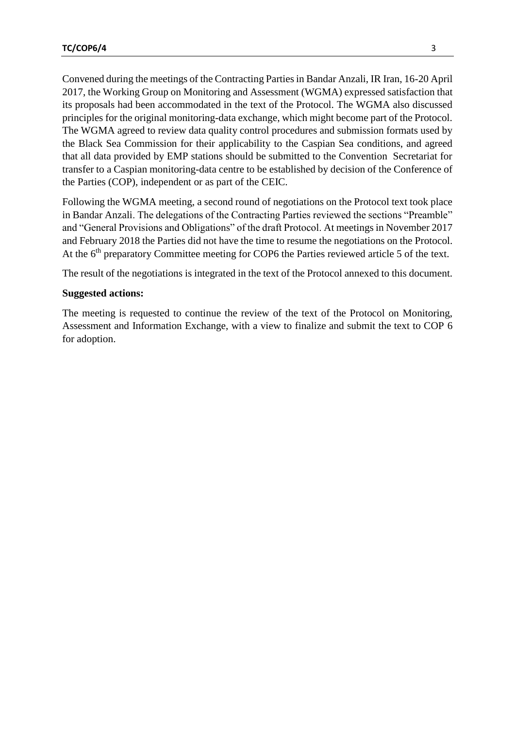Convened during the meetings of the Contracting Parties in Bandar Anzali, IR Iran, 16-20 April 2017, the Working Group on Monitoring and Assessment (WGMA) expressed satisfaction that its proposals had been accommodated in the text of the Protocol. The WGMA also discussed principles for the original monitoring-data exchange, which might become part of the Protocol. The WGMA agreed to review data quality control procedures and submission formats used by the Black Sea Commission for their applicability to the Caspian Sea conditions, and agreed that all data provided by EMP stations should be submitted to the Convention Secretariat for transfer to a Caspian monitoring-data centre to be established by decision of the Conference of the Parties (COP), independent or as part of the CEIC.

Following the WGMA meeting, a second round of negotiations on the Protocol text took place in Bandar Anzali. The delegations of the Contracting Parties reviewed the sections "Preamble" and "General Provisions and Obligations" of the draft Protocol. At meetings in November 2017 and February 2018 the Parties did not have the time to resume the negotiations on the Protocol. At the 6th preparatory Committee meeting for COP6 the Parties reviewed article 5 of the text.

The result of the negotiations is integrated in the text of the Protocol annexed to this document.

**Suggested actions:**

The meeting is requested to continue the review of the text of the Protocol on Monitoring, Assessment and Information Exchange, with a view to finalize and submit the text to COP 6 for adoption.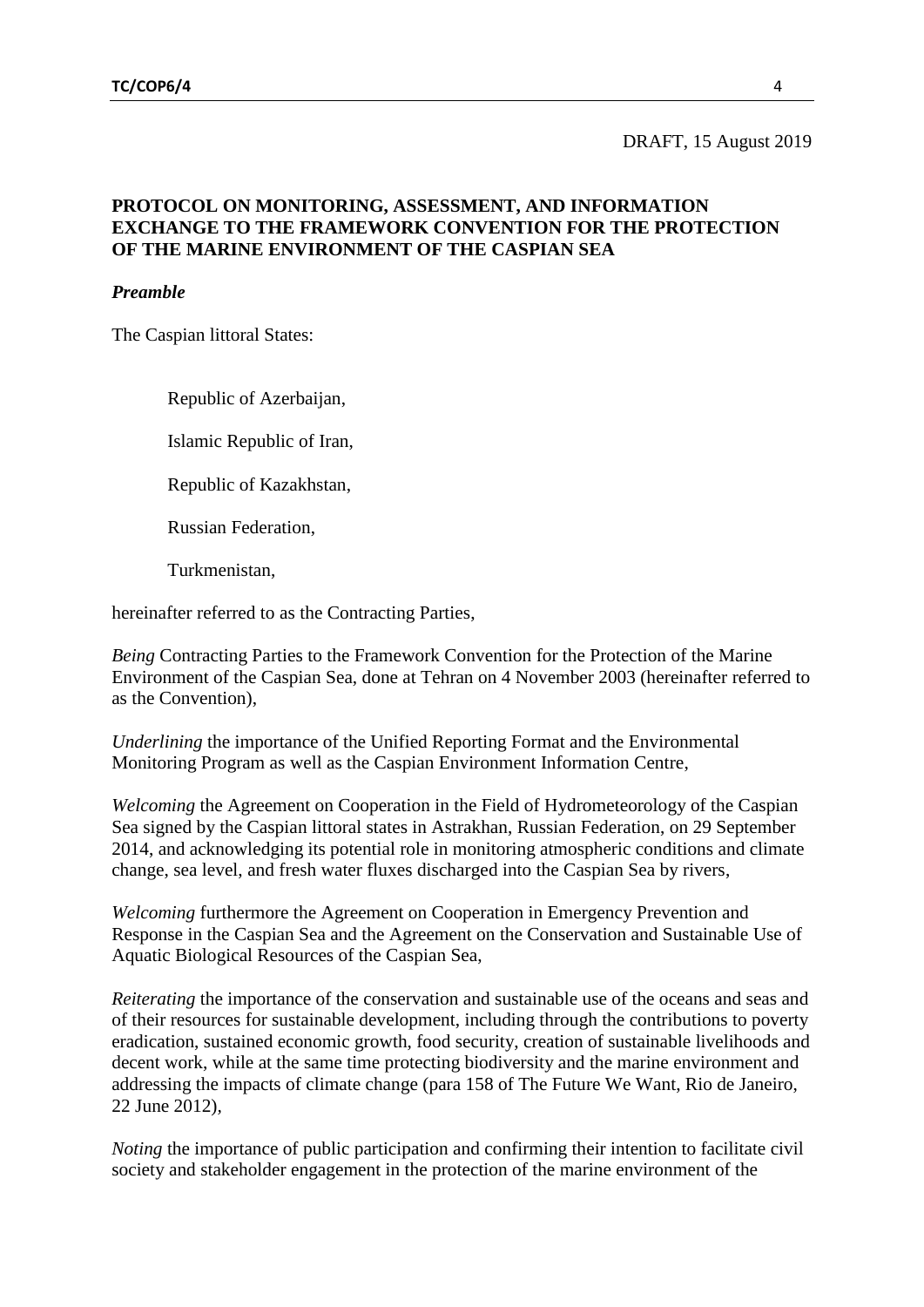DRAFT, 15 August 2019

**PROTOCOL ON MONITORING, ASSESSMENT, AND INFORMATION EXCHANGE TO THE FRAMEWORK CONVENTION FOR THE PROTECTION OF THE MARINE ENVIRONMENT OF THE CASPIAN SEA**

***Preamble***

The Caspian littoral States:

Republic of Azerbaijan,

Islamic Republic of Iran,

Republic of Kazakhstan,

Russian Federation,

Turkmenistan,

hereinafter referred to as the Contracting Parties,

*Being* Contracting Parties to the Framework Convention for the Protection of the Marine Environment of the Caspian Sea, done at Tehran on 4 November 2003 (hereinafter referred to as the Convention),

*Underlining* the importance of the Unified Reporting Format and the Environmental Monitoring Program as well as the Caspian Environment Information Centre,

*Welcoming* the Agreement on Cooperation in the Field of Hydrometeorology of the Caspian Sea signed by the Caspian littoral states in Astrakhan, Russian Federation, on 29 September 2014, and acknowledging its potential role in monitoring atmospheric conditions and climate change, sea level, and fresh water fluxes discharged into the Caspian Sea by rivers,

*Welcoming* furthermore the Agreement on Cooperation in Emergency Prevention and Response in the Caspian Sea and the Agreement on the Conservation and Sustainable Use of Aquatic Biological Resources of the Caspian Sea,

*Reiterating* the importance of the conservation and sustainable use of the oceans and seas and of their resources for sustainable development, including through the contributions to poverty eradication, sustained economic growth, food security, creation of sustainable livelihoods and decent work, while at the same time protecting biodiversity and the marine environment and addressing the impacts of climate change (para 158 of The Future We Want, Rio de Janeiro, 22 June 2012),

*Noting* the importance of public participation and confirming their intention to facilitate civil society and stakeholder engagement in the protection of the marine environment of the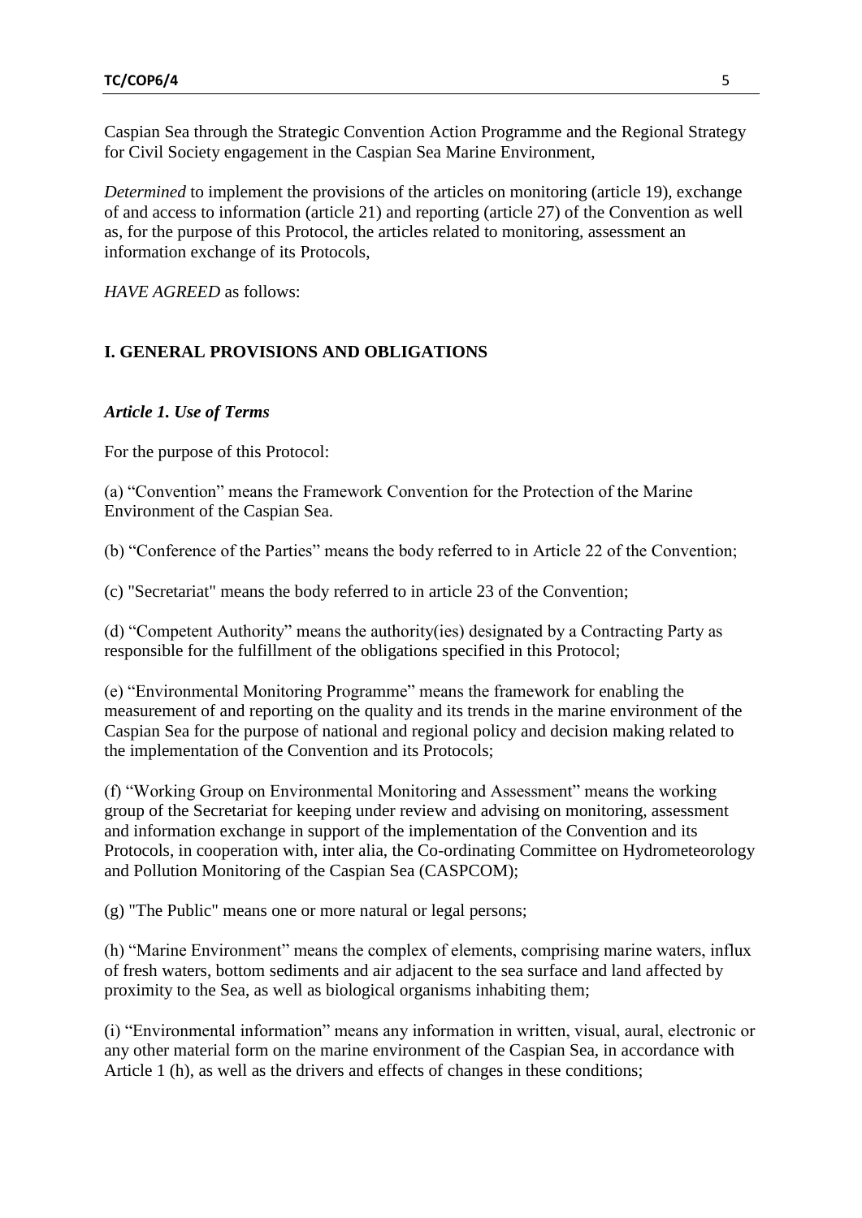Caspian Sea through the Strategic Convention Action Programme and the Regional Strategy for Civil Society engagement in the Caspian Sea Marine Environment,

*Determined* to implement the provisions of the articles on monitoring (article 19), exchange of and access to information (article 21) and reporting (article 27) of the Convention as well as, for the purpose of this Protocol, the articles related to monitoring, assessment an information exchange of its Protocols,

*HAVE AGREED* as follows:

## I. GENERAL PROVISIONS AND OBLIGATIONS

### *Article 1. Use of Terms*

For the purpose of this Protocol:

(a) "Convention" means the Framework Convention for the Protection of the Marine Environment of the Caspian Sea.

(b) "Conference of the Parties" means the body referred to in Article 22 of the Convention;

(c) "Secretariat" means the body referred to in article 23 of the Convention;

(d) "Competent Authority" means the authority(ies) designated by a Contracting Party as responsible for the fulfillment of the obligations specified in this Protocol;

(e) "Environmental Monitoring Programme" means the framework for enabling the measurement of and reporting on the quality and its trends in the marine environment of the Caspian Sea for the purpose of national and regional policy and decision making related to the implementation of the Convention and its Protocols;

(f) "Working Group on Environmental Monitoring and Assessment" means the working group of the Secretariat for keeping under review and advising on monitoring, assessment and information exchange in support of the implementation of the Convention and its Protocols, in cooperation with, inter alia, the Co-ordinating Committee on Hydrometeorology and Pollution Monitoring of the Caspian Sea (CASPCOM);

(g) "The Public" means one or more natural or legal persons;

(h) "Marine Environment" means the complex of elements, comprising marine waters, influx of fresh waters, bottom sediments and air adjacent to the sea surface and land affected by proximity to the Sea, as well as biological organisms inhabiting them;

(i) "Environmental information" means any information in written, visual, aural, electronic or any other material form on the marine environment of the Caspian Sea, in accordance with Article 1 (h), as well as the drivers and effects of changes in these conditions;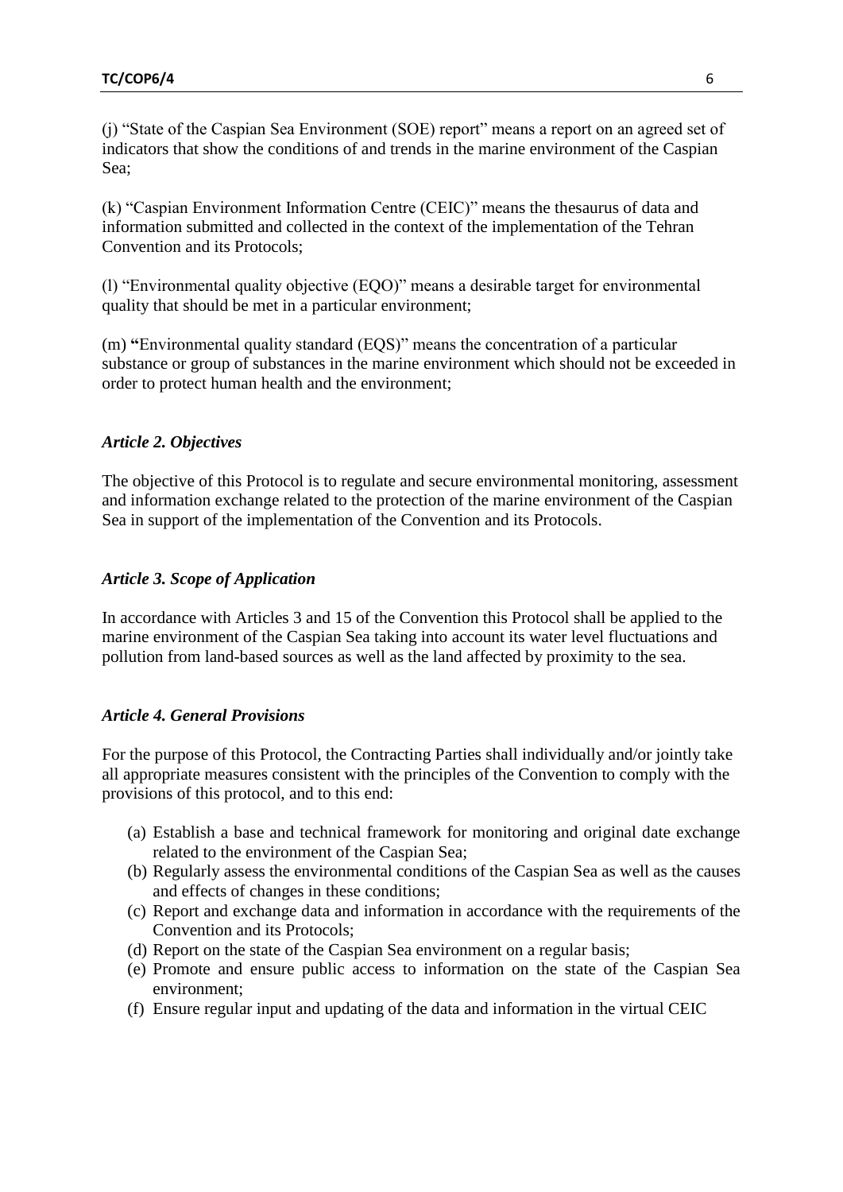(j) "State of the Caspian Sea Environment (SOE) report" means a report on an agreed set of indicators that show the conditions of and trends in the marine environment of the Caspian Sea;

(k) "Caspian Environment Information Centre (CEIC)" means the thesaurus of data and information submitted and collected in the context of the implementation of the Tehran Convention and its Protocols;

(l) "Environmental quality objective (EQO)" means a desirable target for environmental quality that should be met in a particular environment;

(m) **"**Environmental quality standard (EQS)" means the concentration of a particular substance or group of substances in the marine environment which should not be exceeded in order to protect human health and the environment;

### *Article 2. Objectives*

The objective of this Protocol is to regulate and secure environmental monitoring, assessment and information exchange related to the protection of the marine environment of the Caspian Sea in support of the implementation of the Convention and its Protocols.

### *Article 3. Scope of Application*

In accordance with Articles 3 and 15 of the Convention this Protocol shall be applied to the marine environment of the Caspian Sea taking into account its water level fluctuations and pollution from land-based sources as well as the land affected by proximity to the sea.

### *Article 4. General Provisions*

For the purpose of this Protocol, the Contracting Parties shall individually and/or jointly take all appropriate measures consistent with the principles of the Convention to comply with the provisions of this protocol, and to this end:

(a) Establish a base and technical framework for monitoring and original date exchange related to the environment of the Caspian Sea;
(b) Regularly assess the environmental conditions of the Caspian Sea as well as the causes and effects of changes in these conditions;
(c) Report and exchange data and information in accordance with the requirements of the Convention and its Protocols;
(d) Report on the state of the Caspian Sea environment on a regular basis;
(e) Promote and ensure public access to information on the state of the Caspian Sea environment;
(f) Ensure regular input and updating of the data and information in the virtual CEIC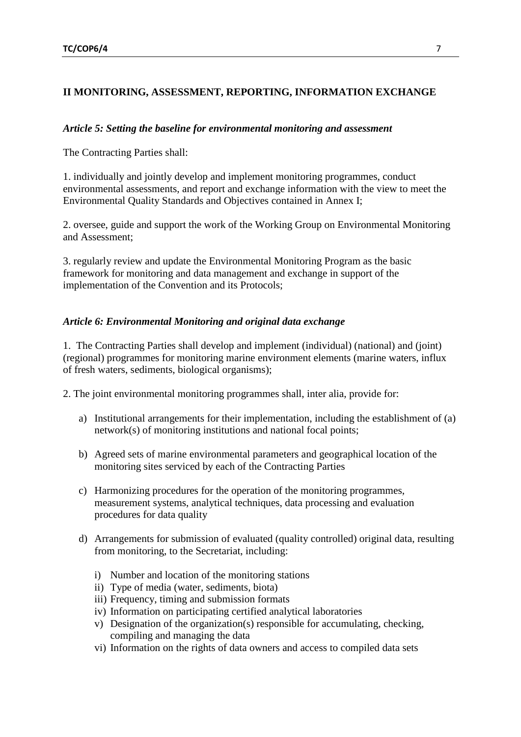## II MONITORING, ASSESSMENT, REPORTING, INFORMATION EXCHANGE

### *Article 5: Setting the baseline for environmental monitoring and assessment*

The Contracting Parties shall:

1. individually and jointly develop and implement monitoring programmes, conduct environmental assessments, and report and exchange information with the view to meet the Environmental Quality Standards and Objectives contained in Annex I;

2. oversee, guide and support the work of the Working Group on Environmental Monitoring and Assessment;

3. regularly review and update the Environmental Monitoring Program as the basic framework for monitoring and data management and exchange in support of the implementation of the Convention and its Protocols;

### *Article 6: Environmental Monitoring and original data exchange*

1. The Contracting Parties shall develop and implement (individual) (national) and (joint) (regional) programmes for monitoring marine environment elements (marine waters, influx of fresh waters, sediments, biological organisms);

2. The joint environmental monitoring programmes shall, inter alia, provide for:

a) Institutional arrangements for their implementation, including the establishment of (a) network(s) of monitoring institutions and national focal points;

b) Agreed sets of marine environmental parameters and geographical location of the monitoring sites serviced by each of the Contracting Parties

c) Harmonizing procedures for the operation of the monitoring programmes, measurement systems, analytical techniques, data processing and evaluation procedures for data quality

d) Arrangements for submission of evaluated (quality controlled) original data, resulting from monitoring, to the Secretariat, including:

i) Number and location of the monitoring stations
ii) Type of media (water, sediments, biota)
iii) Frequency, timing and submission formats
iv) Information on participating certified analytical laboratories
v) Designation of the organization(s) responsible for accumulating, checking, compiling and managing the data
vi) Information on the rights of data owners and access to compiled data sets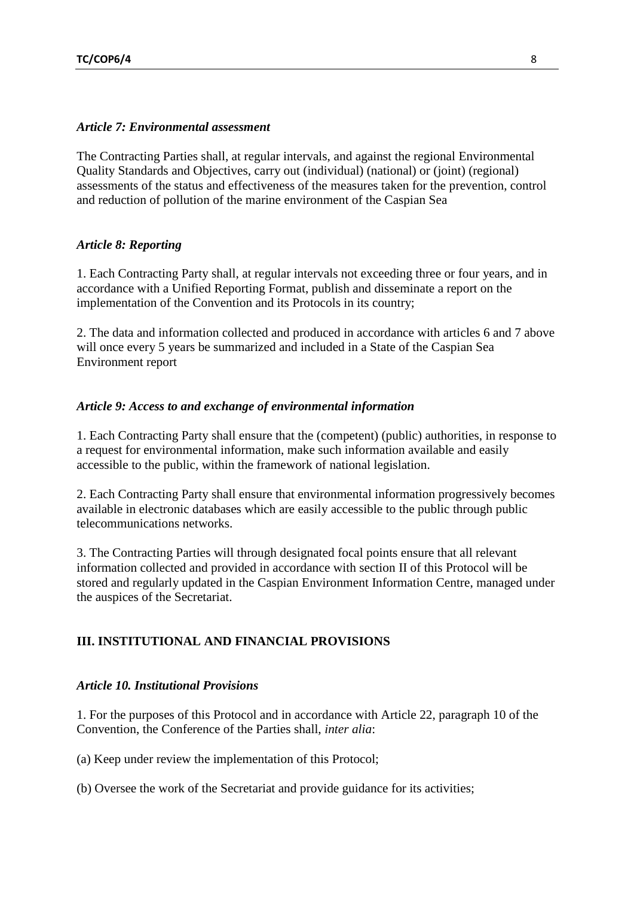*Article 7: Environmental assessment*

The Contracting Parties shall, at regular intervals, and against the regional Environmental Quality Standards and Objectives, carry out (individual) (national) or (joint) (regional) assessments of the status and effectiveness of the measures taken for the prevention, control and reduction of pollution of the marine environment of the Caspian Sea

*Article 8: Reporting*

1. Each Contracting Party shall, at regular intervals not exceeding three or four years, and in accordance with a Unified Reporting Format, publish and disseminate a report on the implementation of the Convention and its Protocols in its country;

2. The data and information collected and produced in accordance with articles 6 and 7 above will once every 5 years be summarized and included in a State of the Caspian Sea Environment report

*Article 9: Access to and exchange of environmental information*

1. Each Contracting Party shall ensure that the (competent) (public) authorities, in response to a request for environmental information, make such information available and easily accessible to the public, within the framework of national legislation.

2. Each Contracting Party shall ensure that environmental information progressively becomes available in electronic databases which are easily accessible to the public through public telecommunications networks.

3. The Contracting Parties will through designated focal points ensure that all relevant information collected and provided in accordance with section II of this Protocol will be stored and regularly updated in the Caspian Environment Information Centre, managed under the auspices of the Secretariat.

## III. INSTITUTIONAL AND FINANCIAL PROVISIONS

*Article 10. Institutional Provisions*

1. For the purposes of this Protocol and in accordance with Article 22, paragraph 10 of the Convention, the Conference of the Parties shall, *inter alia*:

(a) Keep under review the implementation of this Protocol;

(b) Oversee the work of the Secretariat and provide guidance for its activities;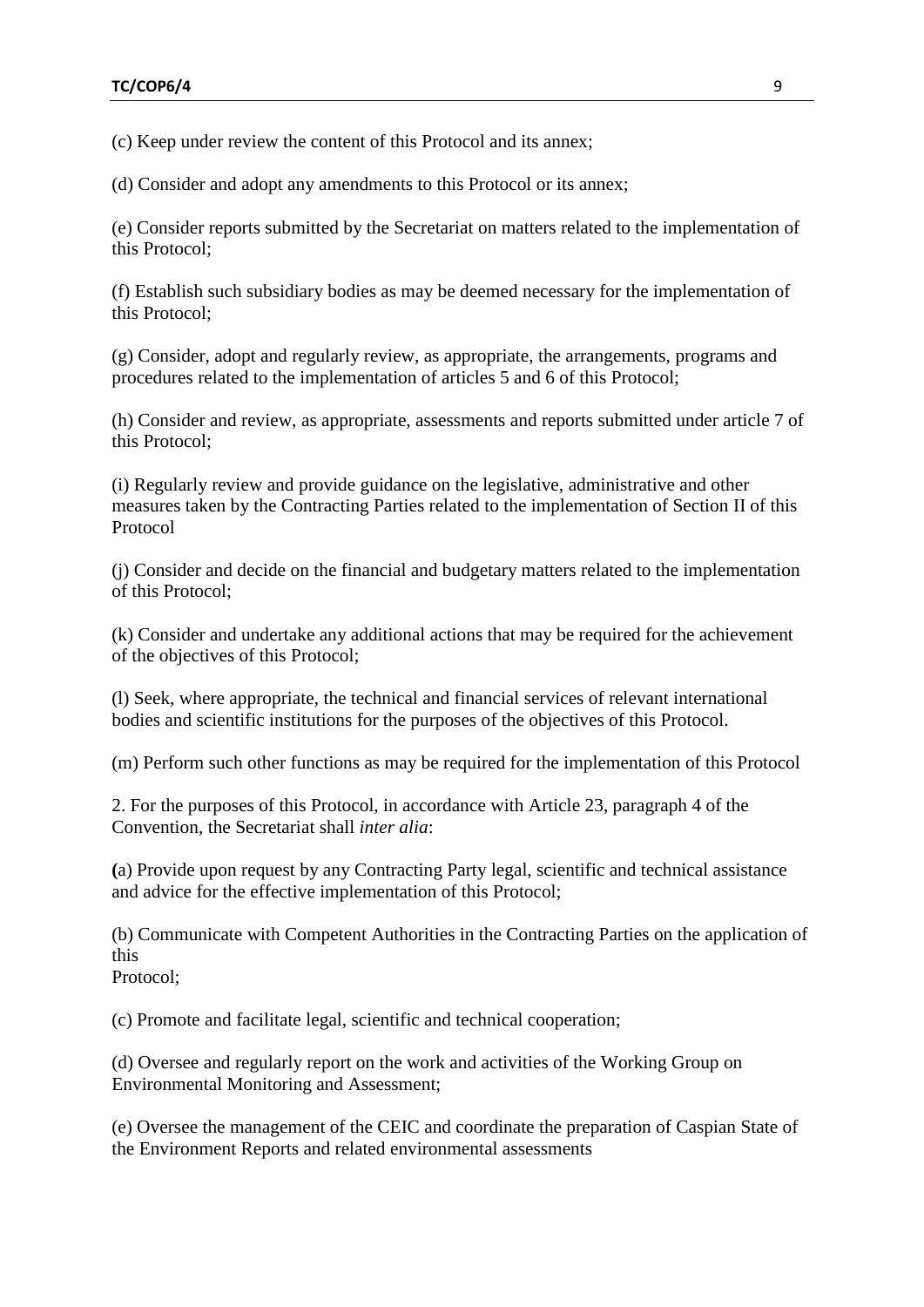(c) Keep under review the content of this Protocol and its annex;

(d) Consider and adopt any amendments to this Protocol or its annex;

(e) Consider reports submitted by the Secretariat on matters related to the implementation of this Protocol;

(f) Establish such subsidiary bodies as may be deemed necessary for the implementation of this Protocol;

(g) Consider, adopt and regularly review, as appropriate, the arrangements, programs and procedures related to the implementation of articles 5 and 6 of this Protocol;

(h) Consider and review, as appropriate, assessments and reports submitted under article 7 of this Protocol;

(i) Regularly review and provide guidance on the legislative, administrative and other measures taken by the Contracting Parties related to the implementation of Section II of this Protocol

(j) Consider and decide on the financial and budgetary matters related to the implementation of this Protocol;

(k) Consider and undertake any additional actions that may be required for the achievement of the objectives of this Protocol;

(l) Seek, where appropriate, the technical and financial services of relevant international bodies and scientific institutions for the purposes of the objectives of this Protocol.

(m) Perform such other functions as may be required for the implementation of this Protocol

2. For the purposes of this Protocol, in accordance with Article 23, paragraph 4 of the Convention, the Secretariat shall *inter alia*:

(a) Provide upon request by any Contracting Party legal, scientific and technical assistance and advice for the effective implementation of this Protocol;

(b) Communicate with Competent Authorities in the Contracting Parties on the application of this Protocol;

(c) Promote and facilitate legal, scientific and technical cooperation;

(d) Oversee and regularly report on the work and activities of the Working Group on Environmental Monitoring and Assessment;

(e) Oversee the management of the CEIC and coordinate the preparation of Caspian State of the Environment Reports and related environmental assessments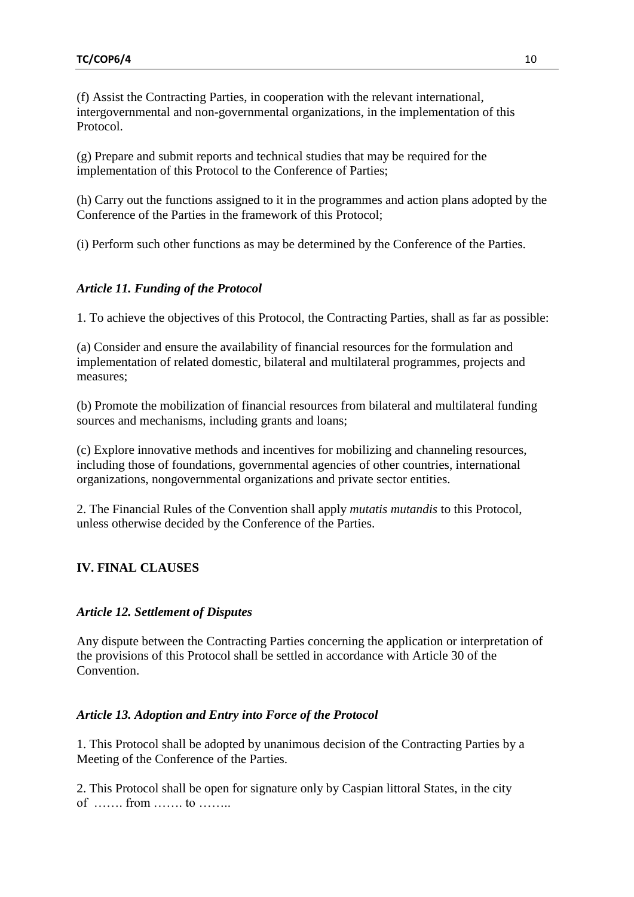(f) Assist the Contracting Parties, in cooperation with the relevant international, intergovernmental and non-governmental organizations, in the implementation of this Protocol.

(g) Prepare and submit reports and technical studies that may be required for the implementation of this Protocol to the Conference of Parties;

(h) Carry out the functions assigned to it in the programmes and action plans adopted by the Conference of the Parties in the framework of this Protocol;

(i) Perform such other functions as may be determined by the Conference of the Parties.

### *Article 11. Funding of the Protocol*

1. To achieve the objectives of this Protocol, the Contracting Parties, shall as far as possible:

(a) Consider and ensure the availability of financial resources for the formulation and implementation of related domestic, bilateral and multilateral programmes, projects and measures;

(b) Promote the mobilization of financial resources from bilateral and multilateral funding sources and mechanisms, including grants and loans;

(c) Explore innovative methods and incentives for mobilizing and channeling resources, including those of foundations, governmental agencies of other countries, international organizations, nongovernmental organizations and private sector entities.

2. The Financial Rules of the Convention shall apply *mutatis mutandis* to this Protocol, unless otherwise decided by the Conference of the Parties.

## IV. FINAL CLAUSES

### *Article 12. Settlement of Disputes*

Any dispute between the Contracting Parties concerning the application or interpretation of the provisions of this Protocol shall be settled in accordance with Article 30 of the Convention.

### *Article 13. Adoption and Entry into Force of the Protocol*

1. This Protocol shall be adopted by unanimous decision of the Contracting Parties by a Meeting of the Conference of the Parties.

2. This Protocol shall be open for signature only by Caspian littoral States, in the city of ……. from ……. to ……..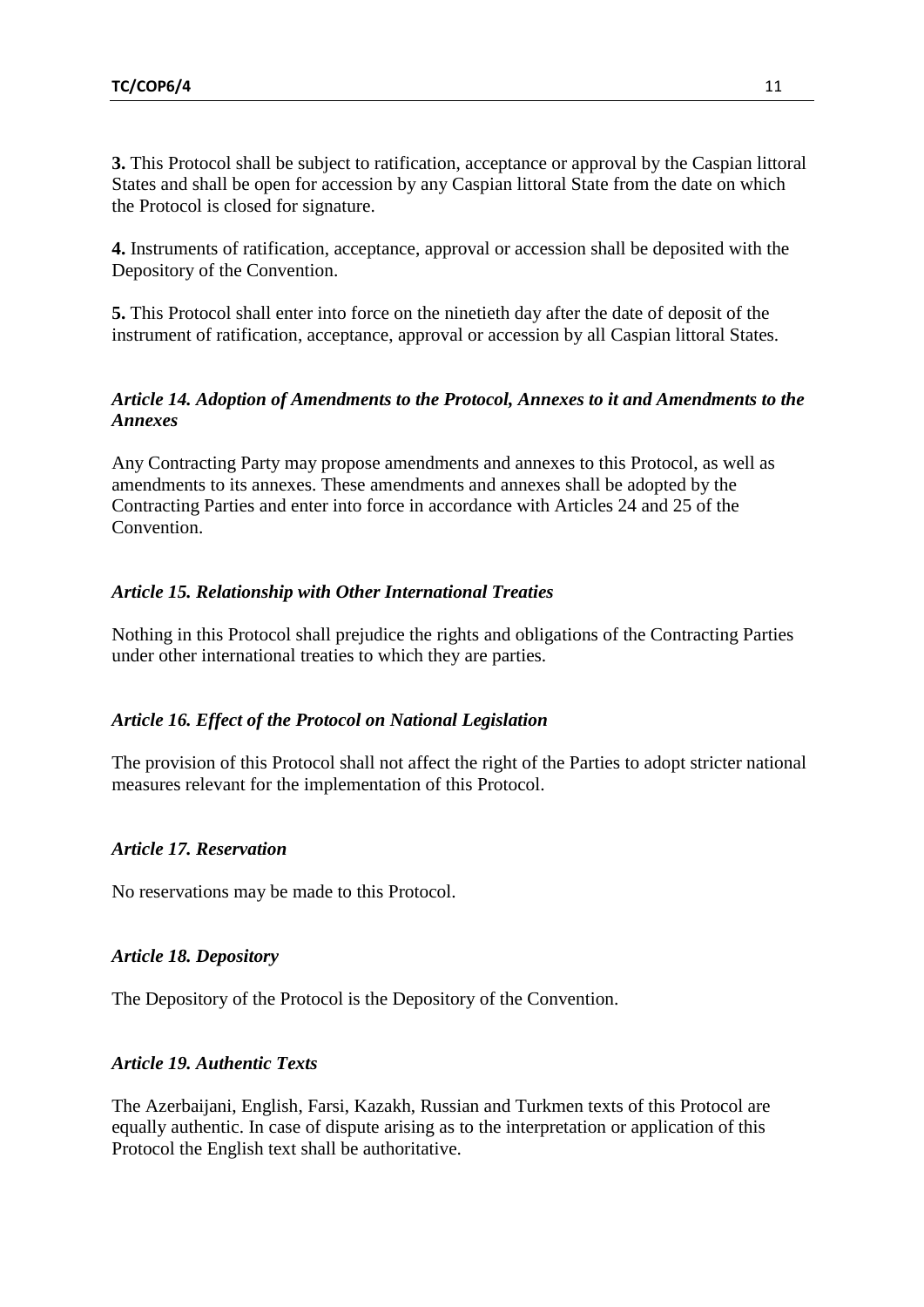**3.** This Protocol shall be subject to ratification, acceptance or approval by the Caspian littoral States and shall be open for accession by any Caspian littoral State from the date on which the Protocol is closed for signature.

**4.** Instruments of ratification, acceptance, approval or accession shall be deposited with the Depository of the Convention.

**5.** This Protocol shall enter into force on the ninetieth day after the date of deposit of the instrument of ratification, acceptance, approval or accession by all Caspian littoral States.

### *Article 14. Adoption of Amendments to the Protocol, Annexes to it and Amendments to the Annexes*

Any Contracting Party may propose amendments and annexes to this Protocol, as well as amendments to its annexes. These amendments and annexes shall be adopted by the Contracting Parties and enter into force in accordance with Articles 24 and 25 of the Convention.

### *Article 15. Relationship with Other International Treaties*

Nothing in this Protocol shall prejudice the rights and obligations of the Contracting Parties under other international treaties to which they are parties.

### *Article 16. Effect of the Protocol on National Legislation*

The provision of this Protocol shall not affect the right of the Parties to adopt stricter national measures relevant for the implementation of this Protocol.

### *Article 17. Reservation*

No reservations may be made to this Protocol.

### *Article 18. Depository*

The Depository of the Protocol is the Depository of the Convention.

### *Article 19. Authentic Texts*

The Azerbaijani, English, Farsi, Kazakh, Russian and Turkmen texts of this Protocol are equally authentic. In case of dispute arising as to the interpretation or application of this Protocol the English text shall be authoritative.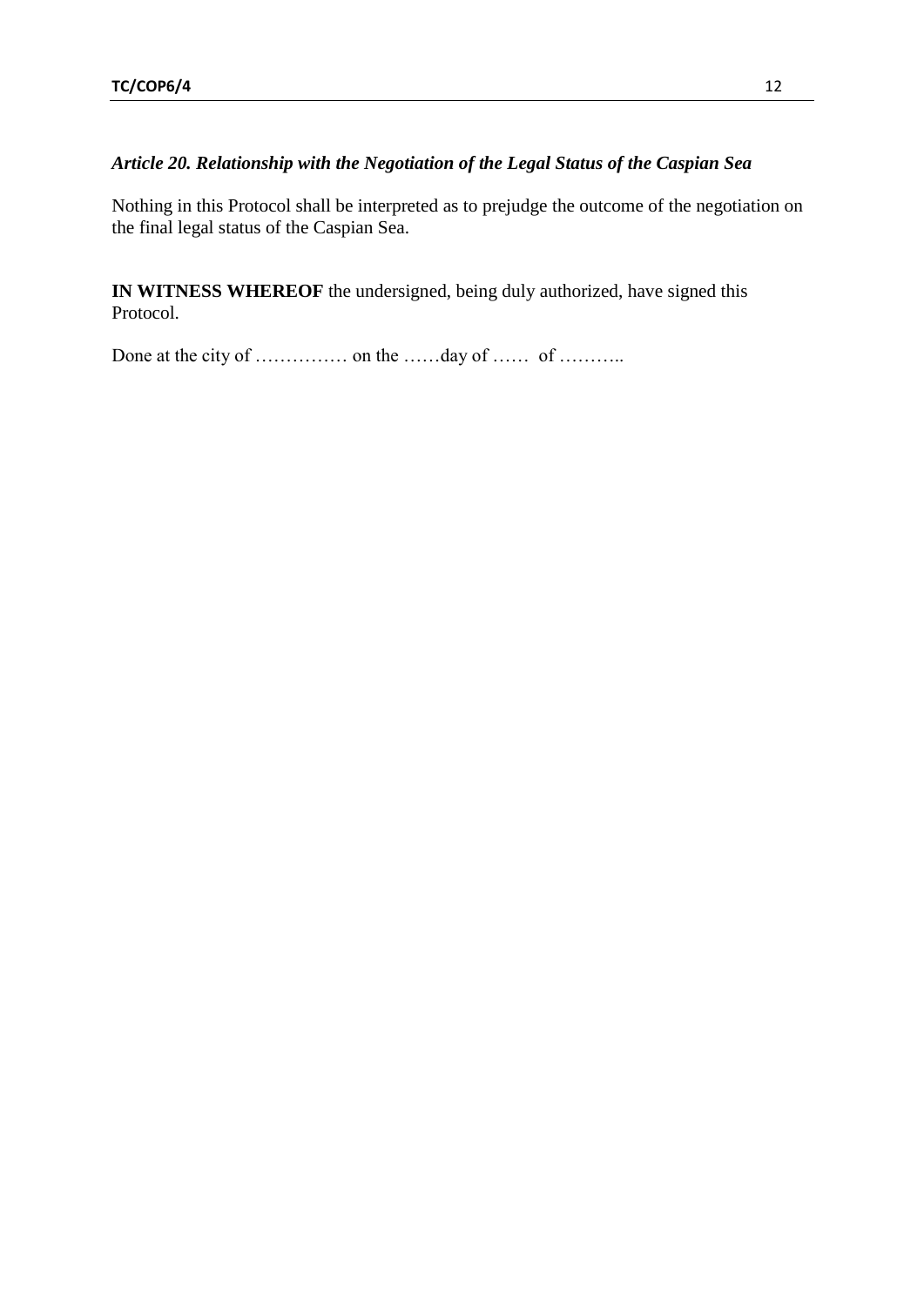*Article 20. Relationship with the Negotiation of the Legal Status of the Caspian Sea*

Nothing in this Protocol shall be interpreted as to prejudge the outcome of the negotiation on the final legal status of the Caspian Sea.

**IN WITNESS WHEREOF** the undersigned, being duly authorized, have signed this Protocol.

Done at the city of …………… on the ……day of …… of ………..